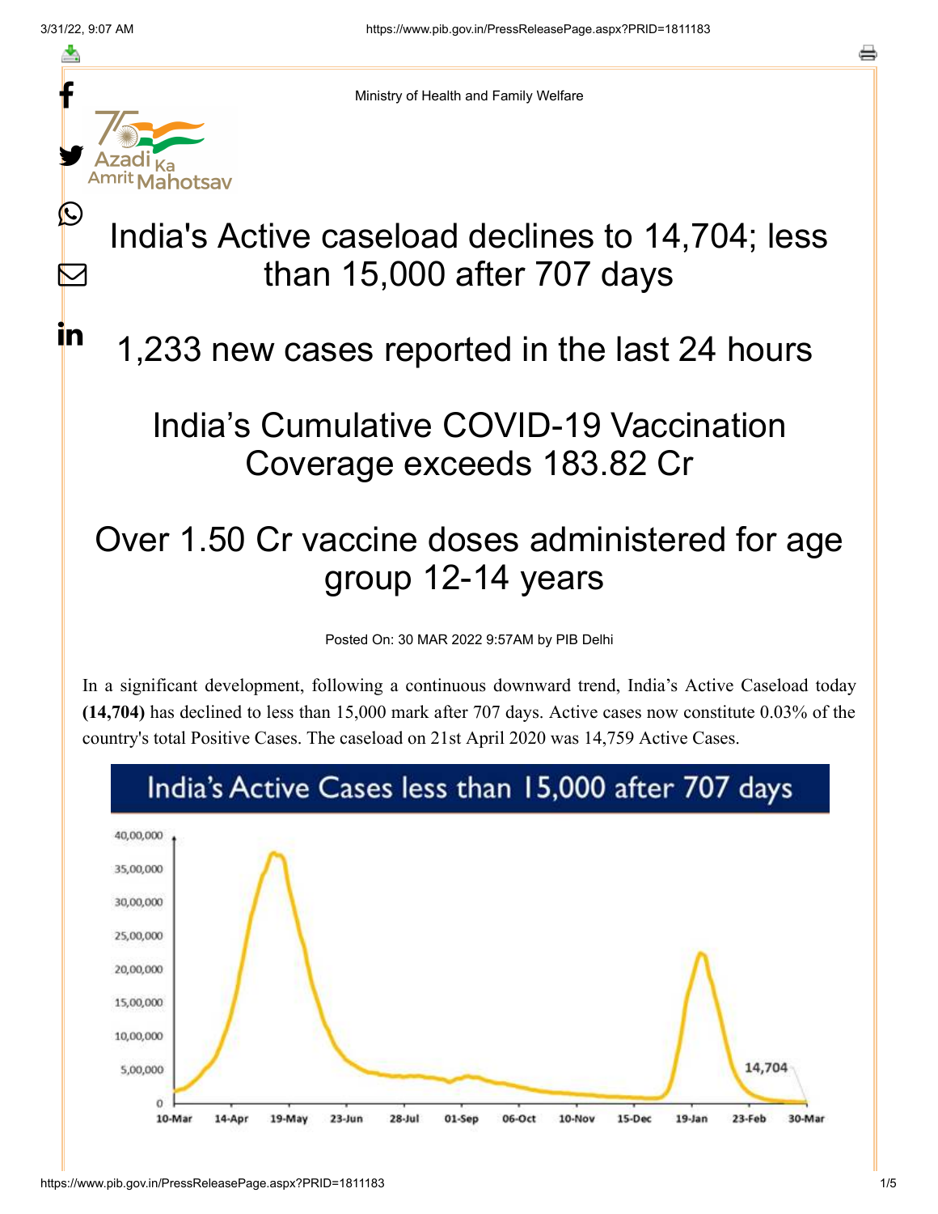Ministry of Health and Family Welfare

# India's Active caseload declines to 14,704; less than 15,000 after 707 days

## 1,233 new cases reported in the last 24 hours

## India's Cumulative COVID-19 Vaccination Coverage exceeds 183.82 Cr

## Over 1.50 Cr vaccine doses administered for age group 12-14 years

Posted On: 30 MAR 2022 9:57AM by PIB Delhi

In a significant development, following a continuous downward trend, India's Active Caseload today **(14,704)** has declined to less than 15,000 mark after 707 days. Active cases now constitute 0.03% of the country's total Positive Cases. The caseload on 21st April 2020 was 14,759 Active Cases.

India's Active Cases less than 15,000 after 707 days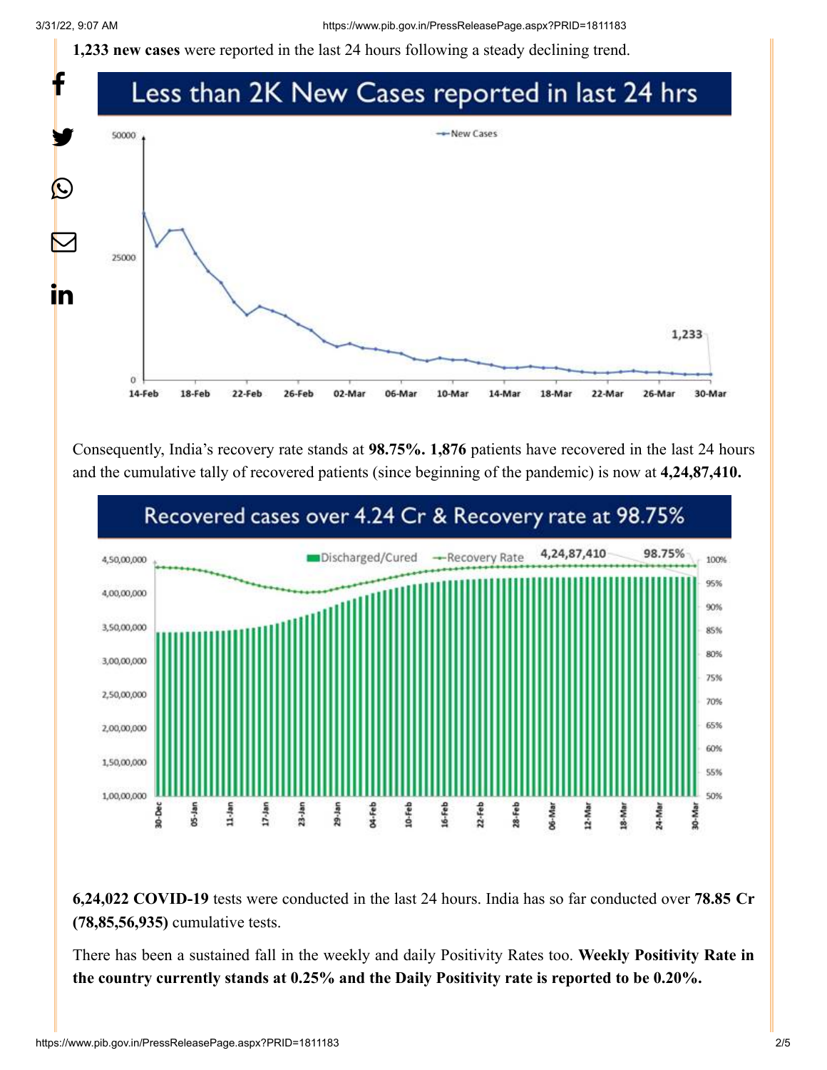**1,233 new cases** were reported in the last 24 hours following a steady declining trend.

Less than 2K New Cases reported in last 24 hrs

Consequently, India's recovery rate stands at **98.75%. 1,876** patients have recovered in the last 24 hours and the cumulative tally of recovered patients (since beginning of the pandemic) is now at **4,24,87,410.**

Recovered cases over 4.24 Cr & Recovery rate at 98.75%

**6,24,022 COVID-19** tests were conducted in the last 24 hours. India has so far conducted over **78.85 Cr (78,85,56,935)** cumulative tests.

There has been a sustained fall in the weekly and daily Positivity Rates too. **Weekly Positivity Rate in the country currently stands at 0.25% and the Daily Positivity rate is reported to be 0.20%.**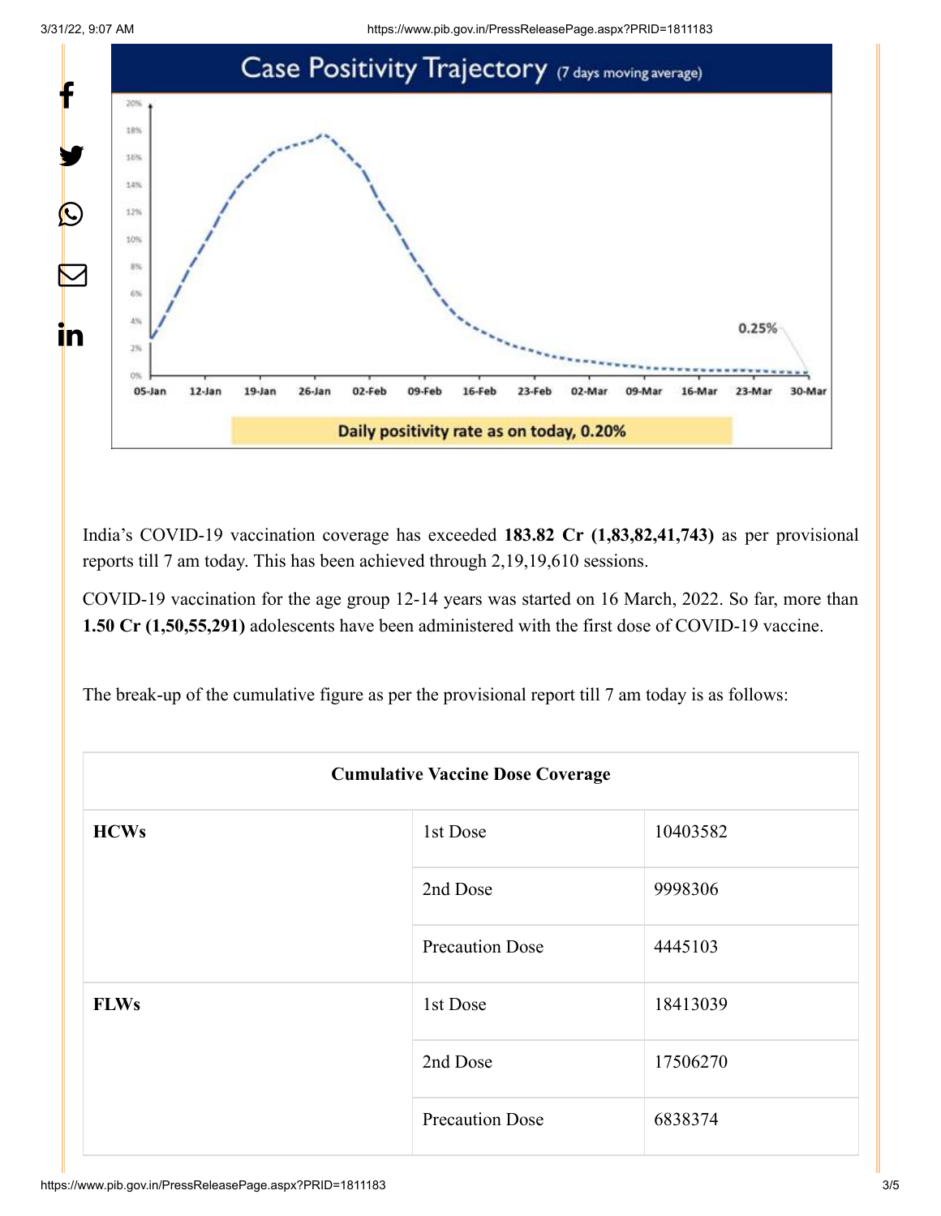India's COVID-19 vaccination coverage has exceeded **183.82 Cr (1,83,82,41,743)** as per provisional reports till 7 am today. This has been achieved through 2,19,19,610 sessions.

COVID-19 vaccination for the age group 12-14 years was started on 16 March, 2022. So far, more than **1.50 Cr (1,50,55,291)** adolescents have been administered with the first dose of COVID-19 vaccine.

The break-up of the cumulative figure as per the provisional report till 7 am today is as follows:

| Cumulative Vaccine Dose Coverage | | |
|---|---|---|
| **HCWs** | 1st Dose | 10403582 |
| | 2nd Dose | 9998306 |
| | Precaution Dose | 4445103 |
| **FLWs** | 1st Dose | 18413039 |
| | 2nd Dose | 17506270 |
| | Precaution Dose | 6838374 |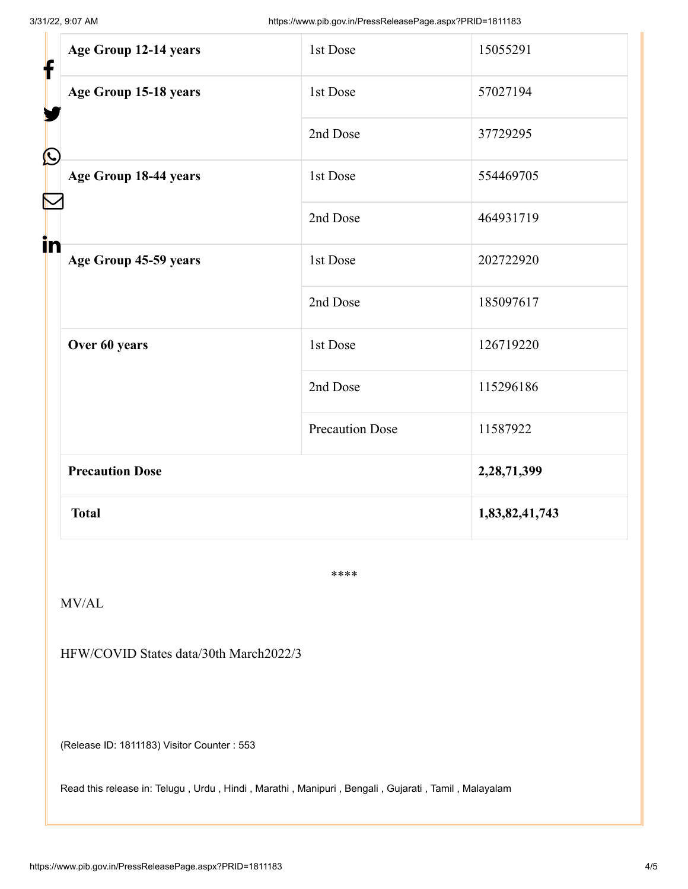| | | |
|---|---|---|
| **Age Group 12-14 years** | 1st Dose | 15055291 |
| **Age Group 15-18 years** | 1st Dose | 57027194 |
| | 2nd Dose | 37729295 |
| **Age Group 18-44 years** | 1st Dose | 554469705 |
| | 2nd Dose | 464931719 |
| **Age Group 45-59 years** | 1st Dose | 202722920 |
| | 2nd Dose | 185097617 |
| **Over 60 years** | 1st Dose | 126719220 |
| | 2nd Dose | 115296186 |
| | Precaution Dose | 11587922 |
| **Precaution Dose** | | **2,28,71,399** |
| **Total** | | **1,83,82,41,743** |

****

MV/AL

HFW/COVID States data/30th March2022/3

(Release ID: 1811183) Visitor Counter : 553

Read this release in: Telugu , Urdu , Hindi , Marathi , Manipuri , Bengali , Gujarati , Tamil , Malayalam